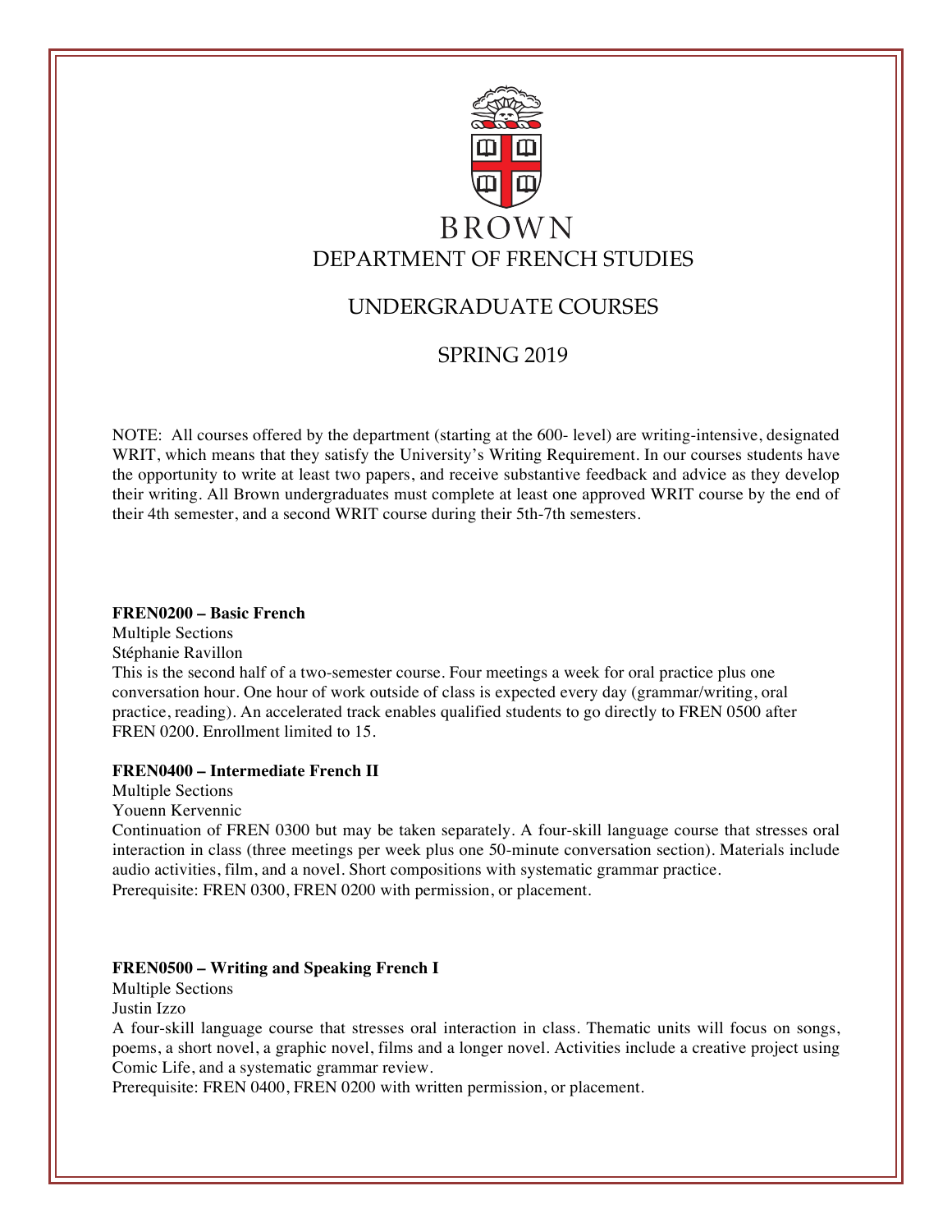BROWN

# DEPARTMENT OF FRENCH STUDIES

## UNDERGRADUATE COURSES

## SPRING 2019

NOTE: All courses offered by the department (starting at the 600- level) are writing-intensive, designated WRIT, which means that they satisfy the University's Writing Requirement. In our courses students have the opportunity to write at least two papers, and receive substantive feedback and advice as they develop their writing. All Brown undergraduates must complete at least one approved WRIT course by the end of their 4th semester, and a second WRIT course during their 5th-7th semesters.

**FREN0200 – Basic French**

Multiple Sections

Stéphanie Ravillon

This is the second half of a two-semester course. Four meetings a week for oral practice plus one conversation hour. One hour of work outside of class is expected every day (grammar/writing, oral practice, reading). An accelerated track enables qualified students to go directly to FREN 0500 after FREN 0200. Enrollment limited to 15.

**FREN0400 – Intermediate French II**

Multiple Sections

Youenn Kervennic

Continuation of FREN 0300 but may be taken separately. A four-skill language course that stresses oral interaction in class (three meetings per week plus one 50-minute conversation section). Materials include audio activities, film, and a novel. Short compositions with systematic grammar practice.

Prerequisite: FREN 0300, FREN 0200 with permission, or placement.

**FREN0500 – Writing and Speaking French I**

Multiple Sections

Justin Izzo

A four-skill language course that stresses oral interaction in class. Thematic units will focus on songs, poems, a short novel, a graphic novel, films and a longer novel. Activities include a creative project using Comic Life, and a systematic grammar review.

Prerequisite: FREN 0400, FREN 0200 with written permission, or placement.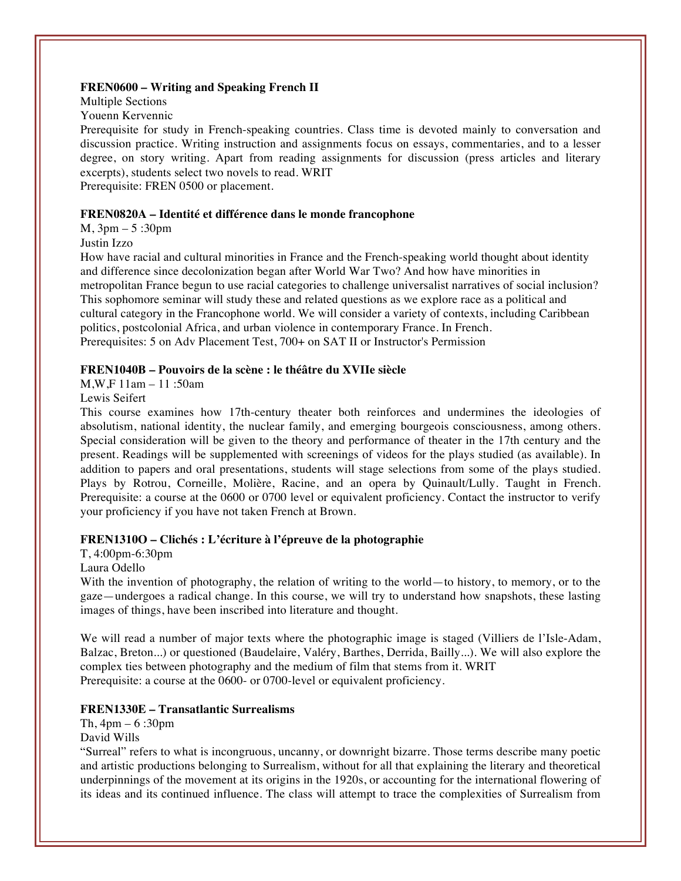**FREN0600 – Writing and Speaking French II**

Multiple Sections

Youenn Kervennic

Prerequisite for study in French-speaking countries. Class time is devoted mainly to conversation and discussion practice. Writing instruction and assignments focus on essays, commentaries, and to a lesser degree, on story writing. Apart from reading assignments for discussion (press articles and literary excerpts), students select two novels to read. WRIT

Prerequisite: FREN 0500 or placement.

**FREN0820A – Identité et différence dans le monde francophone**

M, 3pm – 5 :30pm

Justin Izzo

How have racial and cultural minorities in France and the French-speaking world thought about identity and difference since decolonization began after World War Two? And how have minorities in metropolitan France begun to use racial categories to challenge universalist narratives of social inclusion? This sophomore seminar will study these and related questions as we explore race as a political and cultural category in the Francophone world. We will consider a variety of contexts, including Caribbean politics, postcolonial Africa, and urban violence in contemporary France. In French.

Prerequisites: 5 on Adv Placement Test, 700+ on SAT II or Instructor's Permission

**FREN1040B – Pouvoirs de la scène : le théâtre du XVIIe siècle**

M,W,F 11am – 11 :50am

Lewis Seifert

This course examines how 17th-century theater both reinforces and undermines the ideologies of absolutism, national identity, the nuclear family, and emerging bourgeois consciousness, among others. Special consideration will be given to the theory and performance of theater in the 17th century and the present. Readings will be supplemented with screenings of videos for the plays studied (as available). In addition to papers and oral presentations, students will stage selections from some of the plays studied. Plays by Rotrou, Corneille, Molière, Racine, and an opera by Quinault/Lully. Taught in French. Prerequisite: a course at the 0600 or 0700 level or equivalent proficiency. Contact the instructor to verify your proficiency if you have not taken French at Brown.

**FREN1310O – Clichés : L'écriture à l'épreuve de la photographie**

T, 4:00pm-6:30pm

Laura Odello

With the invention of photography, the relation of writing to the world—to history, to memory, or to the gaze—undergoes a radical change. In this course, we will try to understand how snapshots, these lasting images of things, have been inscribed into literature and thought.

We will read a number of major texts where the photographic image is staged (Villiers de l'Isle-Adam, Balzac, Breton...) or questioned (Baudelaire, Valéry, Barthes, Derrida, Bailly...). We will also explore the complex ties between photography and the medium of film that stems from it. WRIT

Prerequisite: a course at the 0600- or 0700-level or equivalent proficiency.

**FREN1330E – Transatlantic Surrealisms**

Th, 4pm – 6 :30pm

David Wills

"Surreal" refers to what is incongruous, uncanny, or downright bizarre. Those terms describe many poetic and artistic productions belonging to Surrealism, without for all that explaining the literary and theoretical underpinnings of the movement at its origins in the 1920s, or accounting for the international flowering of its ideas and its continued influence. The class will attempt to trace the complexities of Surrealism from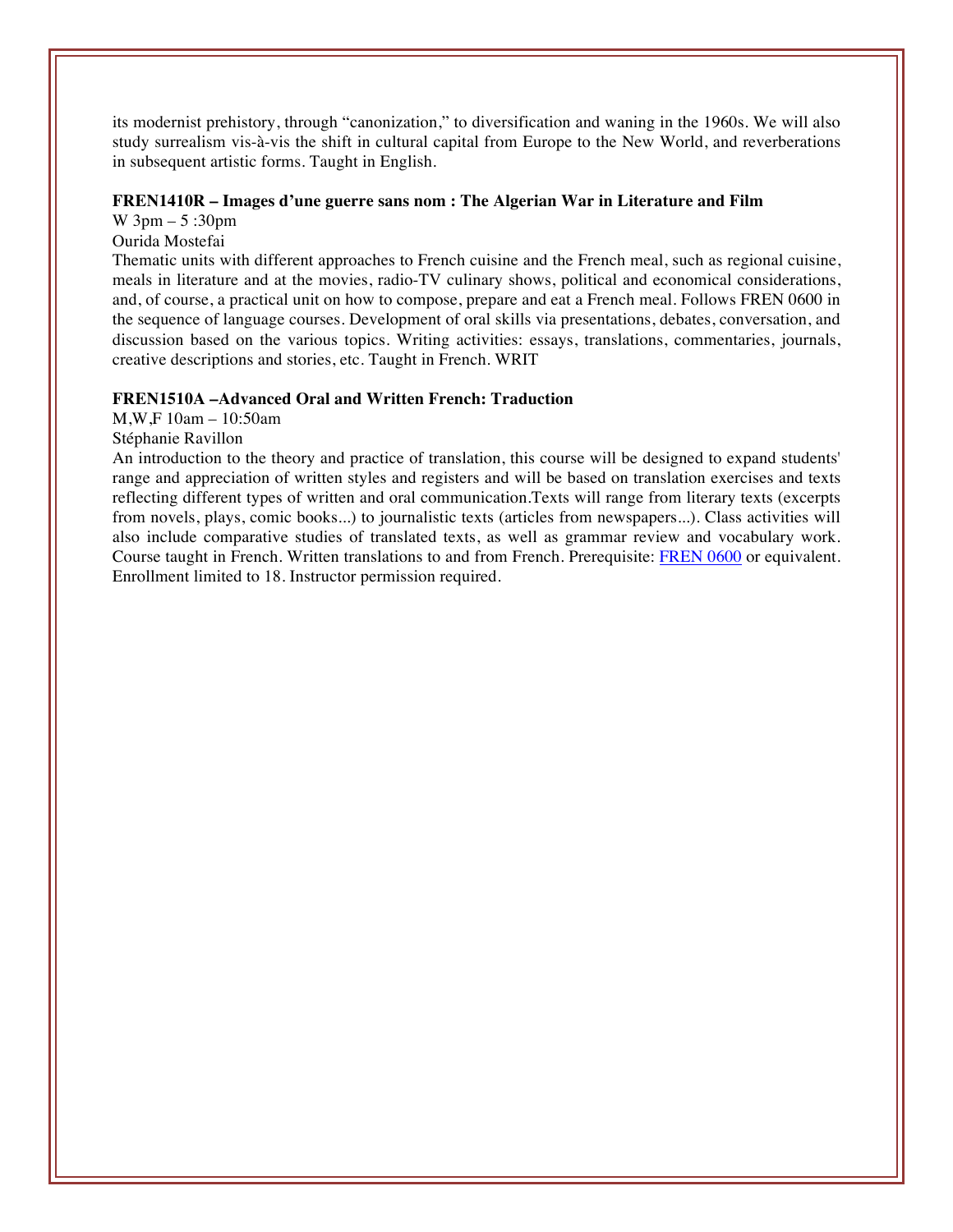its modernist prehistory, through "canonization," to diversification and waning in the 1960s. We will also study surrealism vis-à-vis the shift in cultural capital from Europe to the New World, and reverberations in subsequent artistic forms. Taught in English.

**FREN1410R – Images d'une guerre sans nom : The Algerian War in Literature and Film**

W 3pm – 5 :30pm

Ourida Mostefai

Thematic units with different approaches to French cuisine and the French meal, such as regional cuisine, meals in literature and at the movies, radio-TV culinary shows, political and economical considerations, and, of course, a practical unit on how to compose, prepare and eat a French meal. Follows FREN 0600 in the sequence of language courses. Development of oral skills via presentations, debates, conversation, and discussion based on the various topics. Writing activities: essays, translations, commentaries, journals, creative descriptions and stories, etc. Taught in French. WRIT

**FREN1510A –Advanced Oral and Written French: Traduction**

M,W,F 10am – 10:50am

Stéphanie Ravillon

An introduction to the theory and practice of translation, this course will be designed to expand students' range and appreciation of written styles and registers and will be based on translation exercises and texts reflecting different types of written and oral communication.Texts will range from literary texts (excerpts from novels, plays, comic books...) to journalistic texts (articles from newspapers...). Class activities will also include comparative studies of translated texts, as well as grammar review and vocabulary work. Course taught in French. Written translations to and from French. Prerequisite: FREN 0600 or equivalent. Enrollment limited to 18. Instructor permission required.